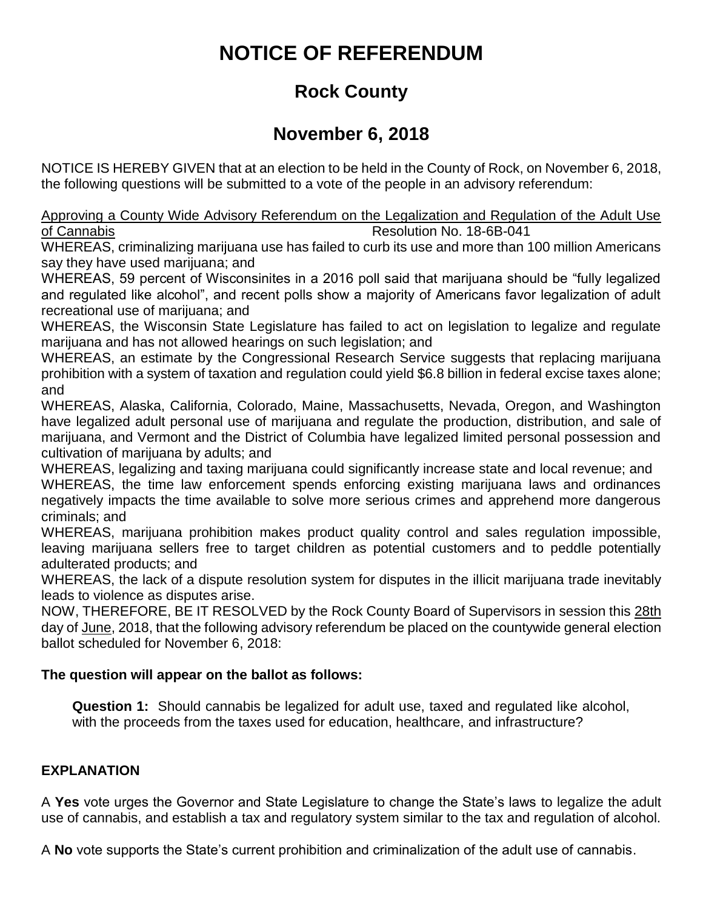# NOTICE OF REFERENDUM

## Rock County

## November 6, 2018

NOTICE IS HEREBY GIVEN that at an election to be held in the County of Rock, on November 6, 2018, the following questions will be submitted to a vote of the people in an advisory referendum:

<u>Approving a County Wide Advisory Referendum on the Legalization and Regulation of the Adult Use of Cannabis</u> Resolution No. 18-6B-041

WHEREAS, criminalizing marijuana use has failed to curb its use and more than 100 million Americans say they have used marijuana; and

WHEREAS, 59 percent of Wisconsinites in a 2016 poll said that marijuana should be "fully legalized and regulated like alcohol", and recent polls show a majority of Americans favor legalization of adult recreational use of marijuana; and

WHEREAS, the Wisconsin State Legislature has failed to act on legislation to legalize and regulate marijuana and has not allowed hearings on such legislation; and

WHEREAS, an estimate by the Congressional Research Service suggests that replacing marijuana prohibition with a system of taxation and regulation could yield $6.8 billion in federal excise taxes alone; and

WHEREAS, Alaska, California, Colorado, Maine, Massachusetts, Nevada, Oregon, and Washington have legalized adult personal use of marijuana and regulate the production, distribution, and sale of marijuana, and Vermont and the District of Columbia have legalized limited personal possession and cultivation of marijuana by adults; and

WHEREAS, legalizing and taxing marijuana could significantly increase state and local revenue; and

WHEREAS, the time law enforcement spends enforcing existing marijuana laws and ordinances negatively impacts the time available to solve more serious crimes and apprehend more dangerous criminals; and

WHEREAS, marijuana prohibition makes product quality control and sales regulation impossible, leaving marijuana sellers free to target children as potential customers and to peddle potentially adulterated products; and

WHEREAS, the lack of a dispute resolution system for disputes in the illicit marijuana trade inevitably leads to violence as disputes arise.

NOW, THEREFORE, BE IT RESOLVED by the Rock County Board of Supervisors in session this <u>28th</u> day of <u>June</u>, 2018, that the following advisory referendum be placed on the countywide general election ballot scheduled for November 6, 2018:

**The question will appear on the ballot as follows:**

**Question 1:** Should cannabis be legalized for adult use, taxed and regulated like alcohol, with the proceeds from the taxes used for education, healthcare, and infrastructure?

**EXPLANATION**

A **Yes** vote urges the Governor and State Legislature to change the State's laws to legalize the adult use of cannabis, and establish a tax and regulatory system similar to the tax and regulation of alcohol.

A **No** vote supports the State's current prohibition and criminalization of the adult use of cannabis.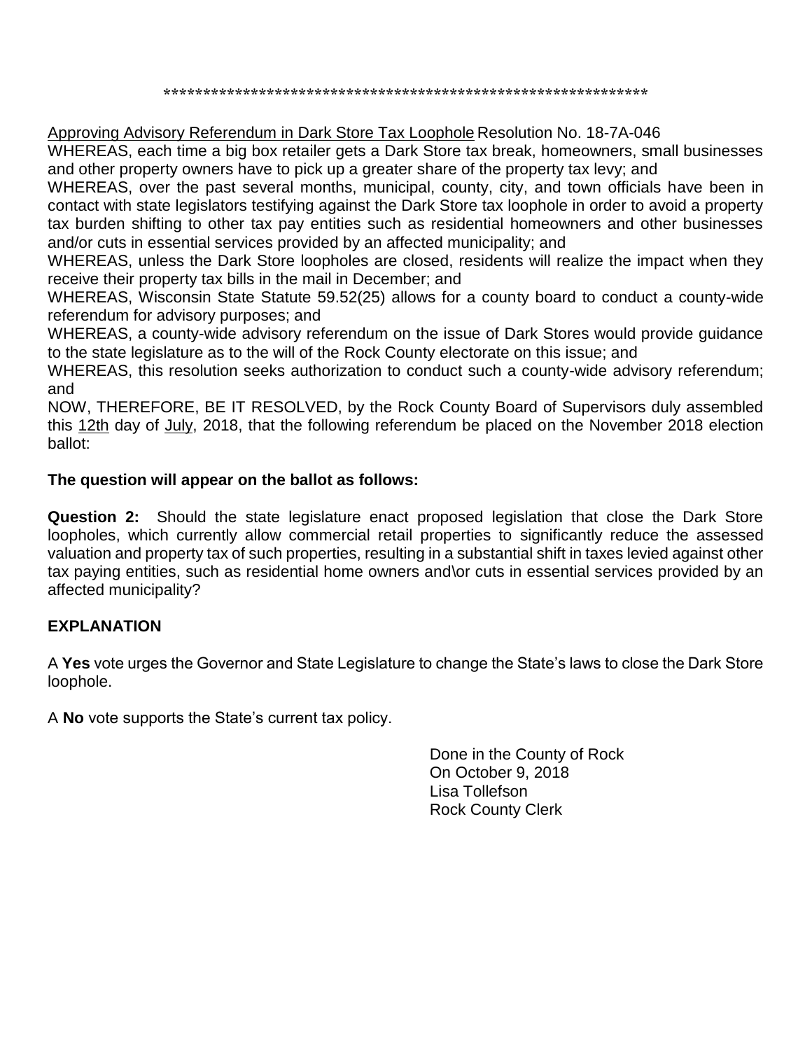************************************************************

Approving Advisory Referendum in Dark Store Tax Loophole Resolution No. 18-7A-046

WHEREAS, each time a big box retailer gets a Dark Store tax break, homeowners, small businesses and other property owners have to pick up a greater share of the property tax levy; and

WHEREAS, over the past several months, municipal, county, city, and town officials have been in contact with state legislators testifying against the Dark Store tax loophole in order to avoid a property tax burden shifting to other tax pay entities such as residential homeowners and other businesses and/or cuts in essential services provided by an affected municipality; and

WHEREAS, unless the Dark Store loopholes are closed, residents will realize the impact when they receive their property tax bills in the mail in December; and

WHEREAS, Wisconsin State Statute 59.52(25) allows for a county board to conduct a county-wide referendum for advisory purposes; and

WHEREAS, a county-wide advisory referendum on the issue of Dark Stores would provide guidance to the state legislature as to the will of the Rock County electorate on this issue; and

WHEREAS, this resolution seeks authorization to conduct such a county-wide advisory referendum; and

NOW, THEREFORE, BE IT RESOLVED, by the Rock County Board of Supervisors duly assembled this 12th day of July, 2018, that the following referendum be placed on the November 2018 election ballot:

**The question will appear on the ballot as follows:**

**Question 2:** Should the state legislature enact proposed legislation that close the Dark Store loopholes, which currently allow commercial retail properties to significantly reduce the assessed valuation and property tax of such properties, resulting in a substantial shift in taxes levied against other tax paying entities, such as residential home owners and\or cuts in essential services provided by an affected municipality?

**EXPLANATION**

A **Yes** vote urges the Governor and State Legislature to change the State's laws to close the Dark Store loophole.

A **No** vote supports the State's current tax policy.

Done in the County of Rock
On October 9, 2018
Lisa Tollefson
Rock County Clerk